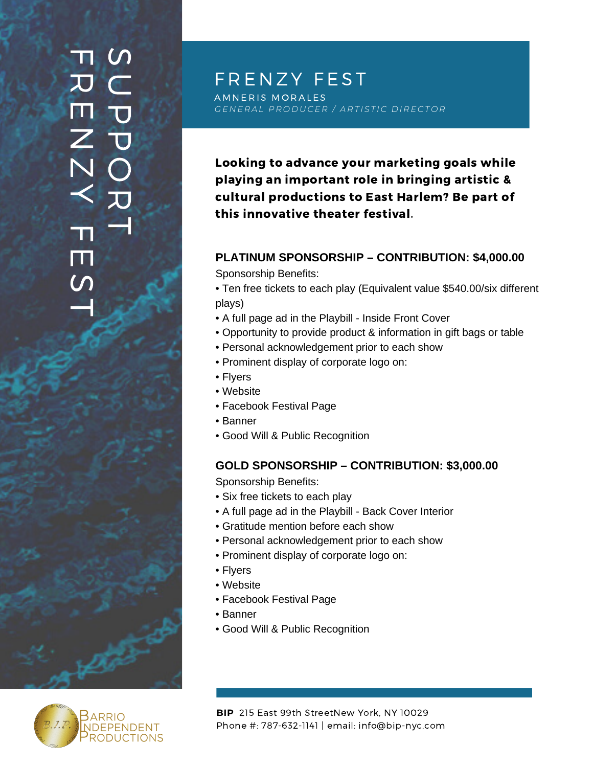SUPPORT FRENZY FEST

# FRENZY FEST

AMNERIS MORALES

*GENERAL PRODUCER / ARTISTIC DIRECTOR*

**Looking to advance your marketing goals while playing an important role in bringing artistic & cultural productions to East Harlem? Be part of this innovative theater festival.**

## PLATINUM SPONSORSHIP – CONTRIBUTION: $4,000.00

Sponsorship Benefits:

- Ten free tickets to each play (Equivalent value $540.00/six different plays)
- A full page ad in the Playbill - Inside Front Cover
- Opportunity to provide product & information in gift bags or table
- Personal acknowledgement prior to each show
- Prominent display of corporate logo on:
- Flyers
- Website
- Facebook Festival Page
- Banner
- Good Will & Public Recognition

## GOLD SPONSORSHIP – CONTRIBUTION: $3,000.00

Sponsorship Benefits:

- Six free tickets to each play
- A full page ad in the Playbill - Back Cover Interior
- Gratitude mention before each show
- Personal acknowledgement prior to each show
- Prominent display of corporate logo on:
- Flyers
- Website
- Facebook Festival Page
- Banner
- Good Will & Public Recognition

Barrio Independent Productions

**BIP** 215 East 99th StreetNew York, NY 10029
Phone #: 787-632-1141 | email: info@bip-nyc.com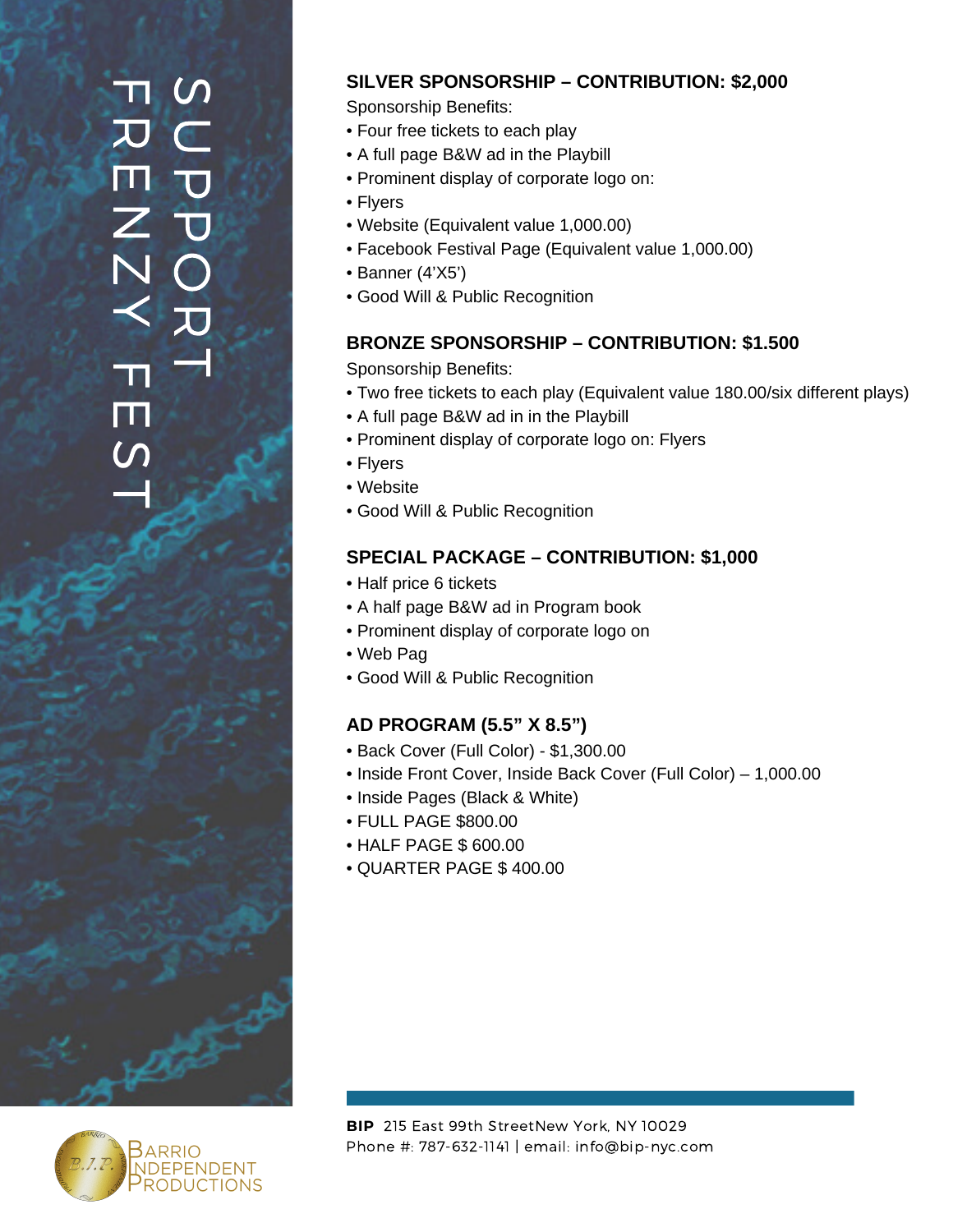# SUPPORT FRENZY FEST

## SILVER SPONSORSHIP – CONTRIBUTION: $2,000

Sponsorship Benefits:

- Four free tickets to each play
- A full page B&W ad in the Playbill
- Prominent display of corporate logo on:
- Flyers
- Website (Equivalent value 1,000.00)
- Facebook Festival Page (Equivalent value 1,000.00)
- Banner (4'X5')
- Good Will & Public Recognition

## BRONZE SPONSORSHIP – CONTRIBUTION: $1.500

Sponsorship Benefits:

- Two free tickets to each play (Equivalent value 180.00/six different plays)
- A full page B&W ad in in the Playbill
- Prominent display of corporate logo on: Flyers
- Flyers
- Website
- Good Will & Public Recognition

## SPECIAL PACKAGE – CONTRIBUTION: $1,000

- Half price 6 tickets
- A half page B&W ad in Program book
- Prominent display of corporate logo on
- Web Pag
- Good Will & Public Recognition

## AD PROGRAM (5.5" X 8.5")

- Back Cover (Full Color) - $1,300.00
- Inside Front Cover, Inside Back Cover (Full Color) – 1,000.00
- Inside Pages (Black & White)
- FULL PAGE $800.00
- HALF PAGE $ 600.00
- QUARTER PAGE $ 400.00

**BIP** 215 East 99th StreetNew York, NY 10029
Phone #: 787-632-1141 | email: info@bip-nyc.com

Barrio Independent Productions